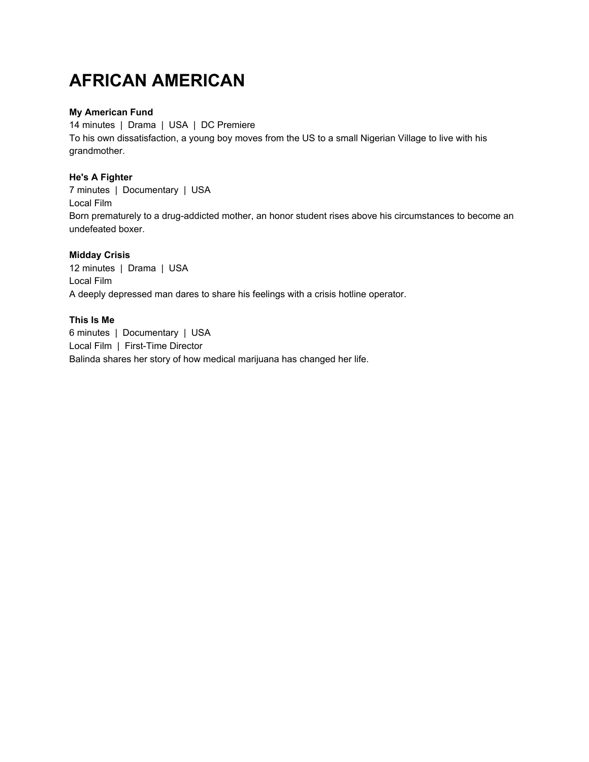# AFRICAN AMERICAN

**My American Fund**
14 minutes | Drama | USA | DC Premiere
To his own dissatisfaction, a young boy moves from the US to a small Nigerian Village to live with his grandmother.

**He's A Fighter**
7 minutes | Documentary | USA
Local Film
Born prematurely to a drug-addicted mother, an honor student rises above his circumstances to become an undefeated boxer.

**Midday Crisis**
12 minutes | Drama | USA
Local Film
A deeply depressed man dares to share his feelings with a crisis hotline operator.

**This Is Me**
6 minutes | Documentary | USA
Local Film | First-Time Director
Balinda shares her story of how medical marijuana has changed her life.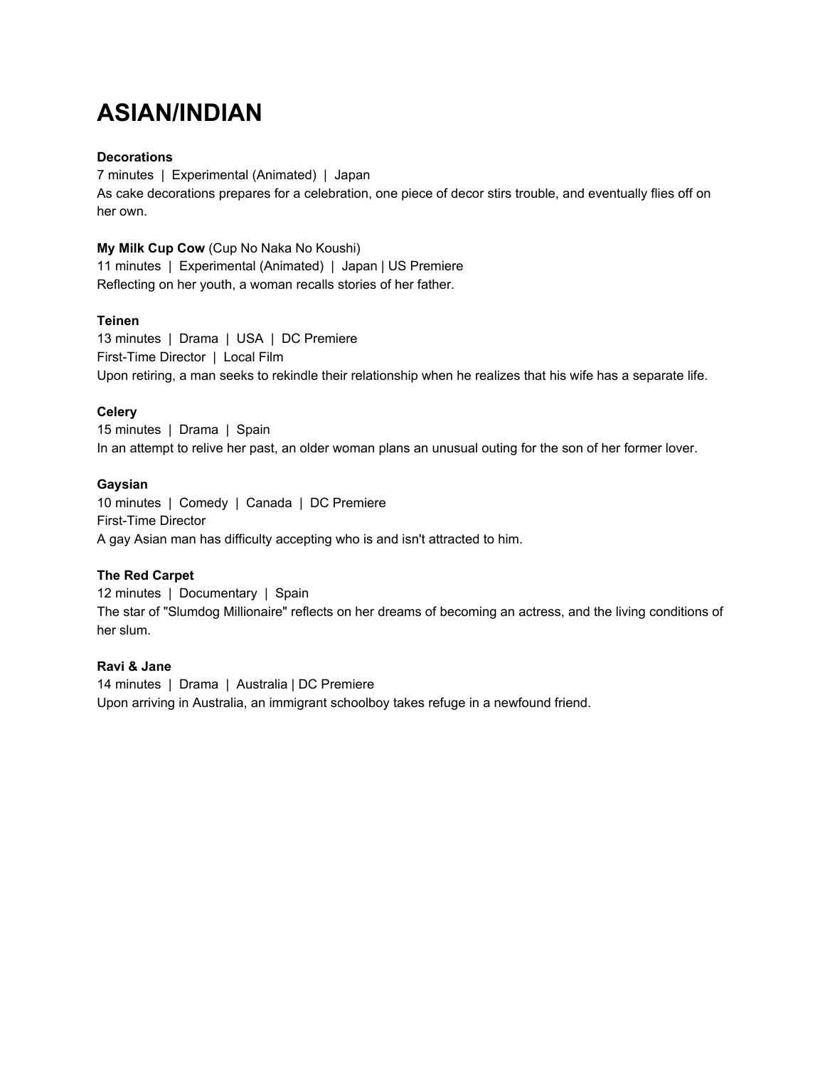# ASIAN/INDIAN

**Decorations**
7 minutes | Experimental (Animated) | Japan
As cake decorations prepares for a celebration, one piece of decor stirs trouble, and eventually flies off on her own.

**My Milk Cup Cow** (Cup No Naka No Koushi)
11 minutes | Experimental (Animated) | Japan | US Premiere
Reflecting on her youth, a woman recalls stories of her father.

**Teinen**
13 minutes | Drama | USA | DC Premiere
First-Time Director | Local Film
Upon retiring, a man seeks to rekindle their relationship when he realizes that his wife has a separate life.

**Celery**
15 minutes | Drama | Spain
In an attempt to relive her past, an older woman plans an unusual outing for the son of her former lover.

**Gaysian**
10 minutes | Comedy | Canada | DC Premiere
First-Time Director
A gay Asian man has difficulty accepting who is and isn't attracted to him.

**The Red Carpet**
12 minutes | Documentary | Spain
The star of "Slumdog Millionaire" reflects on her dreams of becoming an actress, and the living conditions of her slum.

**Ravi & Jane**
14 minutes | Drama | Australia | DC Premiere
Upon arriving in Australia, an immigrant schoolboy takes refuge in a newfound friend.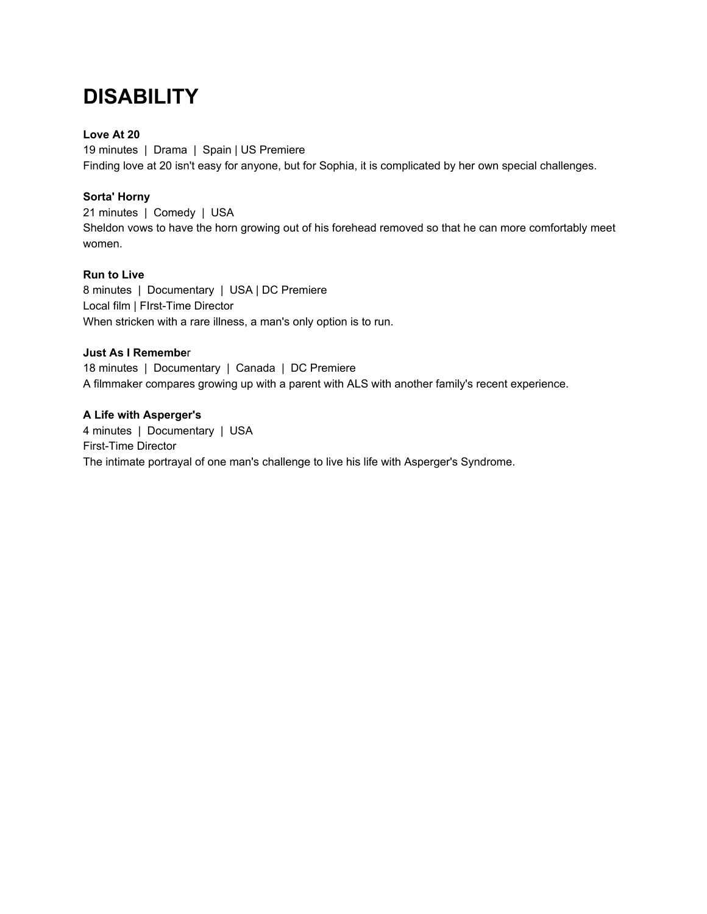# DISABILITY

**Love At 20**
19 minutes | Drama | Spain | US Premiere
Finding love at 20 isn't easy for anyone, but for Sophia, it is complicated by her own special challenges.

**Sorta' Horny**
21 minutes | Comedy | USA
Sheldon vows to have the horn growing out of his forehead removed so that he can more comfortably meet women.

**Run to Live**
8 minutes | Documentary | USA | DC Premiere
Local film | FIrst-Time Director
When stricken with a rare illness, a man's only option is to run.

**Just As I Remember**
18 minutes | Documentary | Canada | DC Premiere
A filmmaker compares growing up with a parent with ALS with another family's recent experience.

**A Life with Asperger's**
4 minutes | Documentary | USA
First-Time Director
The intimate portrayal of one man's challenge to live his life with Asperger's Syndrome.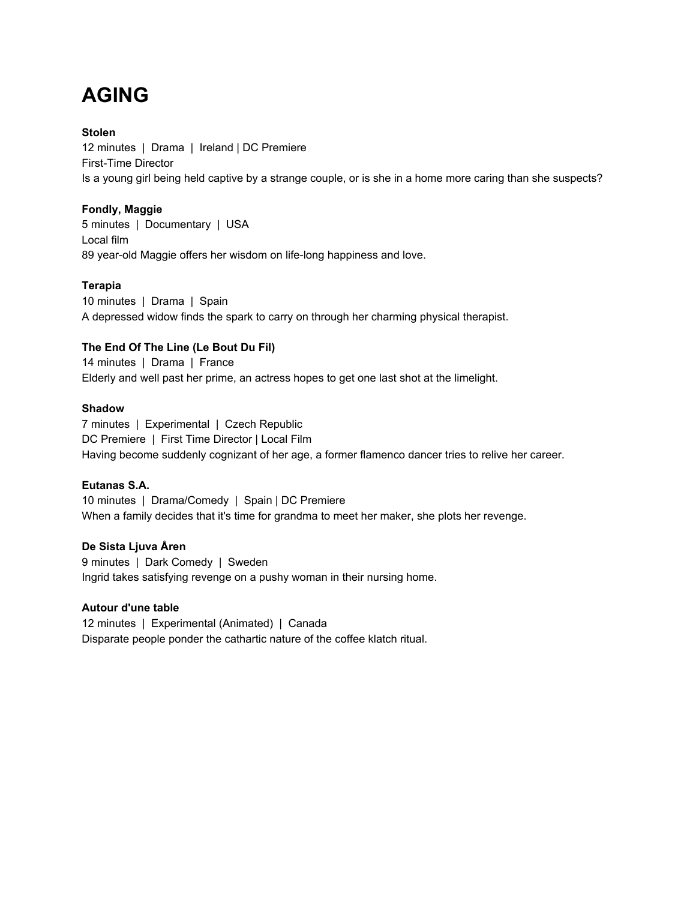# AGING

**Stolen**
12 minutes | Drama | Ireland | DC Premiere
First-Time Director
Is a young girl being held captive by a strange couple, or is she in a home more caring than she suspects?

**Fondly, Maggie**
5 minutes | Documentary | USA
Local film
89 year-old Maggie offers her wisdom on life-long happiness and love.

**Terapia**
10 minutes | Drama | Spain
A depressed widow finds the spark to carry on through her charming physical therapist.

**The End Of The Line (Le Bout Du Fil)**
14 minutes | Drama | France
Elderly and well past her prime, an actress hopes to get one last shot at the limelight.

**Shadow**
7 minutes | Experimental | Czech Republic
DC Premiere | First Time Director | Local Film
Having become suddenly cognizant of her age, a former flamenco dancer tries to relive her career.

**Eutanas S.A.**
10 minutes | Drama/Comedy | Spain | DC Premiere
When a family decides that it's time for grandma to meet her maker, she plots her revenge.

**De Sista Ljuva Åren**
9 minutes | Dark Comedy | Sweden
Ingrid takes satisfying revenge on a pushy woman in their nursing home.

**Autour d'une table**
12 minutes | Experimental (Animated) | Canada
Disparate people ponder the cathartic nature of the coffee klatch ritual.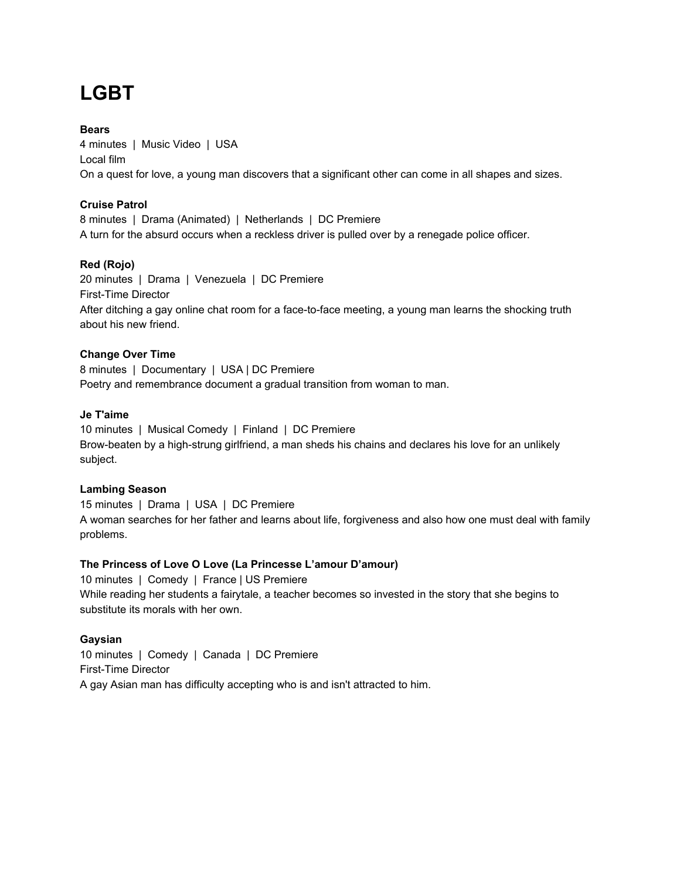# LGBT

**Bears**
4 minutes | Music Video | USA
Local film
On a quest for love, a young man discovers that a significant other can come in all shapes and sizes.

**Cruise Patrol**
8 minutes | Drama (Animated) | Netherlands | DC Premiere
A turn for the absurd occurs when a reckless driver is pulled over by a renegade police officer.

**Red (Rojo)**
20 minutes | Drama | Venezuela | DC Premiere
First-Time Director
After ditching a gay online chat room for a face-to-face meeting, a young man learns the shocking truth about his new friend.

**Change Over Time**
8 minutes | Documentary | USA | DC Premiere
Poetry and remembrance document a gradual transition from woman to man.

**Je T'aime**
10 minutes | Musical Comedy | Finland | DC Premiere
Brow-beaten by a high-strung girlfriend, a man sheds his chains and declares his love for an unlikely subject.

**Lambing Season**
15 minutes | Drama | USA | DC Premiere
A woman searches for her father and learns about life, forgiveness and also how one must deal with family problems.

**The Princess of Love O Love (La Princesse L'amour D'amour)**
10 minutes | Comedy | France | US Premiere
While reading her students a fairytale, a teacher becomes so invested in the story that she begins to substitute its morals with her own.

**Gaysian**
10 minutes | Comedy | Canada | DC Premiere
First-Time Director
A gay Asian man has difficulty accepting who is and isn't attracted to him.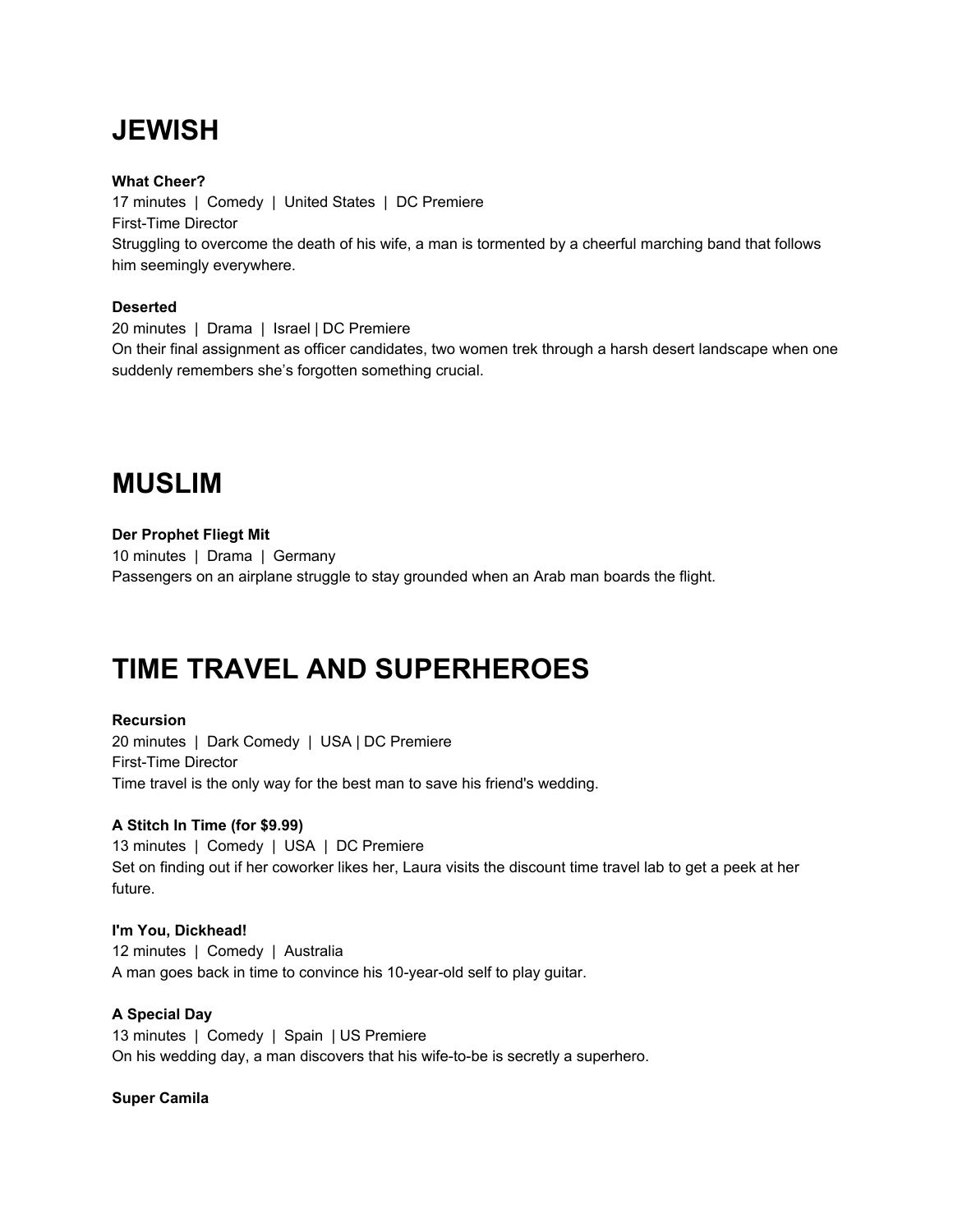# JEWISH

**What Cheer?**
17 minutes | Comedy | United States | DC Premiere
First-Time Director
Struggling to overcome the death of his wife, a man is tormented by a cheerful marching band that follows him seemingly everywhere.

**Deserted**
20 minutes | Drama | Israel | DC Premiere
On their final assignment as officer candidates, two women trek through a harsh desert landscape when one suddenly remembers she's forgotten something crucial.

# MUSLIM

**Der Prophet Fliegt Mit**
10 minutes | Drama | Germany
Passengers on an airplane struggle to stay grounded when an Arab man boards the flight.

# TIME TRAVEL AND SUPERHEROES

**Recursion**
20 minutes | Dark Comedy | USA | DC Premiere
First-Time Director
Time travel is the only way for the best man to save his friend's wedding.

**A Stitch In Time (for $9.99)**
13 minutes | Comedy | USA | DC Premiere
Set on finding out if her coworker likes her, Laura visits the discount time travel lab to get a peek at her future.

**I'm You, Dickhead!**
12 minutes | Comedy | Australia
A man goes back in time to convince his 10-year-old self to play guitar.

**A Special Day**
13 minutes | Comedy | Spain | US Premiere
On his wedding day, a man discovers that his wife-to-be is secretly a superhero.

**Super Camila**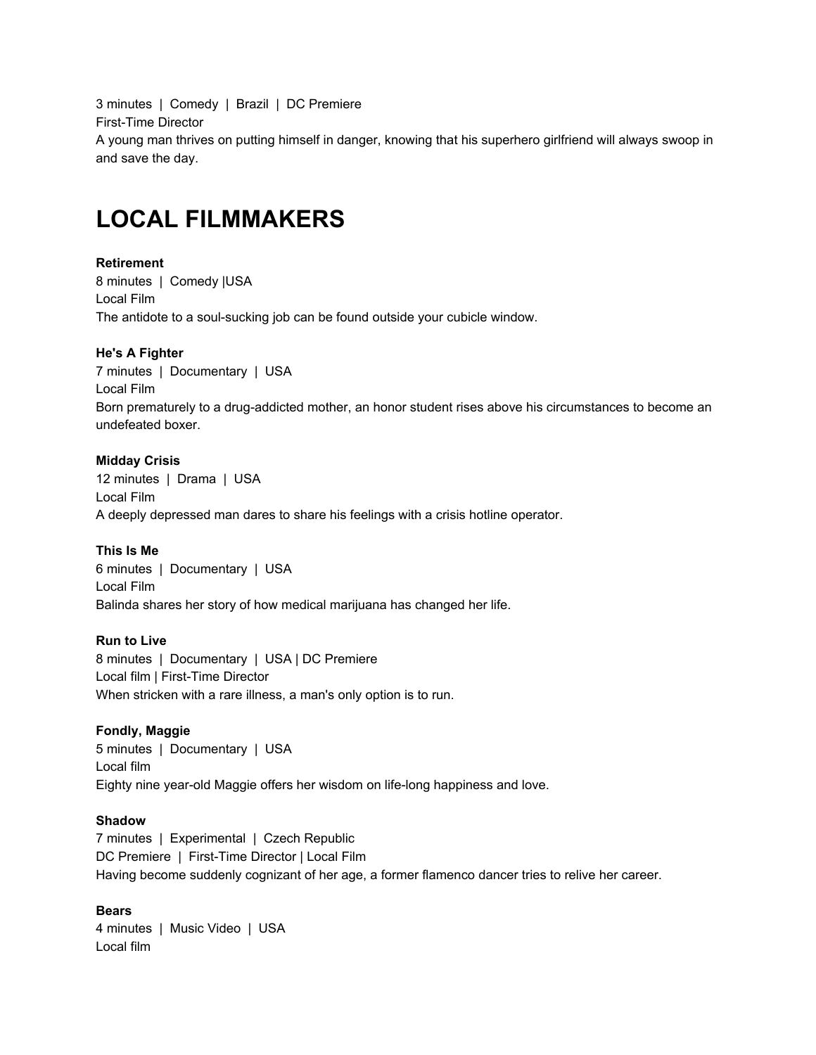3 minutes  |  Comedy  |  Brazil  |  DC Premiere
First-Time Director
A young man thrives on putting himself in danger, knowing that his superhero girlfriend will always swoop in and save the day.

# LOCAL FILMMAKERS

**Retirement**
8 minutes  |  Comedy |USA
Local Film
The antidote to a soul-sucking job can be found outside your cubicle window.

**He's A Fighter**
7 minutes  |  Documentary  |  USA
Local Film
Born prematurely to a drug-addicted mother, an honor student rises above his circumstances to become an undefeated boxer.

**Midday Crisis**
12 minutes  |  Drama  |  USA
Local Film
A deeply depressed man dares to share his feelings with a crisis hotline operator.

**This Is Me**
6 minutes  |  Documentary  |  USA
Local Film
Balinda shares her story of how medical marijuana has changed her life.

**Run to Live**
8 minutes  |  Documentary  |  USA | DC Premiere
Local film | First-Time Director
When stricken with a rare illness, a man's only option is to run.

**Fondly, Maggie**
5 minutes  |  Documentary  |  USA
Local film
Eighty nine year-old Maggie offers her wisdom on life-long happiness and love.

**Shadow**
7 minutes  |  Experimental  |  Czech Republic
DC Premiere  |  First-Time Director | Local Film
Having become suddenly cognizant of her age, a former flamenco dancer tries to relive her career.

**Bears**
4 minutes  |  Music Video  |  USA
Local film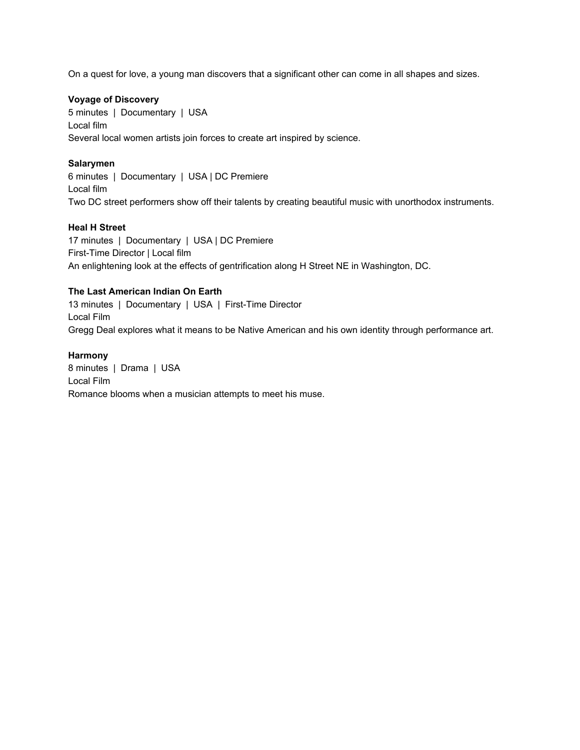On a quest for love, a young man discovers that a significant other can come in all shapes and sizes.

**Voyage of Discovery**
5 minutes | Documentary | USA
Local film
Several local women artists join forces to create art inspired by science.

**Salarymen**
6 minutes | Documentary | USA | DC Premiere
Local film
Two DC street performers show off their talents by creating beautiful music with unorthodox instruments.

**Heal H Street**
17 minutes | Documentary | USA | DC Premiere
First-Time Director | Local film
An enlightening look at the effects of gentrification along H Street NE in Washington, DC.

**The Last American Indian On Earth**
13 minutes | Documentary | USA | First-Time Director
Local Film
Gregg Deal explores what it means to be Native American and his own identity through performance art.

**Harmony**
8 minutes | Drama | USA
Local Film
Romance blooms when a musician attempts to meet his muse.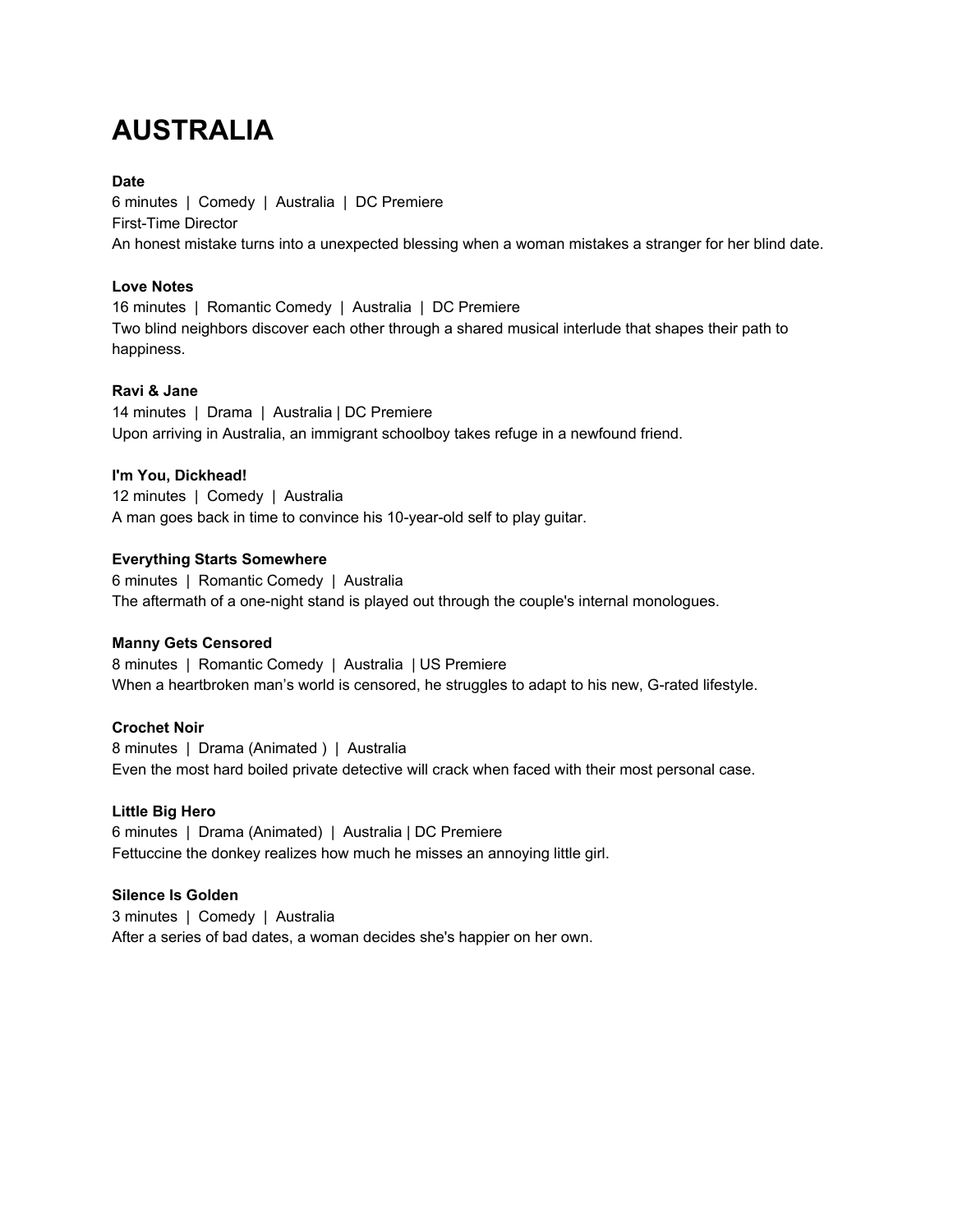# AUSTRALIA

**Date**
6 minutes | Comedy | Australia | DC Premiere
First-Time Director
An honest mistake turns into a unexpected blessing when a woman mistakes a stranger for her blind date.

**Love Notes**
16 minutes | Romantic Comedy | Australia | DC Premiere
Two blind neighbors discover each other through a shared musical interlude that shapes their path to happiness.

**Ravi & Jane**
14 minutes | Drama | Australia | DC Premiere
Upon arriving in Australia, an immigrant schoolboy takes refuge in a newfound friend.

**I'm You, Dickhead!**
12 minutes | Comedy | Australia
A man goes back in time to convince his 10-year-old self to play guitar.

**Everything Starts Somewhere**
6 minutes | Romantic Comedy | Australia
The aftermath of a one-night stand is played out through the couple's internal monologues.

**Manny Gets Censored**
8 minutes | Romantic Comedy | Australia | US Premiere
When a heartbroken man's world is censored, he struggles to adapt to his new, G-rated lifestyle.

**Crochet Noir**
8 minutes | Drama (Animated ) | Australia
Even the most hard boiled private detective will crack when faced with their most personal case.

**Little Big Hero**
6 minutes | Drama (Animated) | Australia | DC Premiere
Fettuccine the donkey realizes how much he misses an annoying little girl.

**Silence Is Golden**
3 minutes | Comedy | Australia
After a series of bad dates, a woman decides she's happier on her own.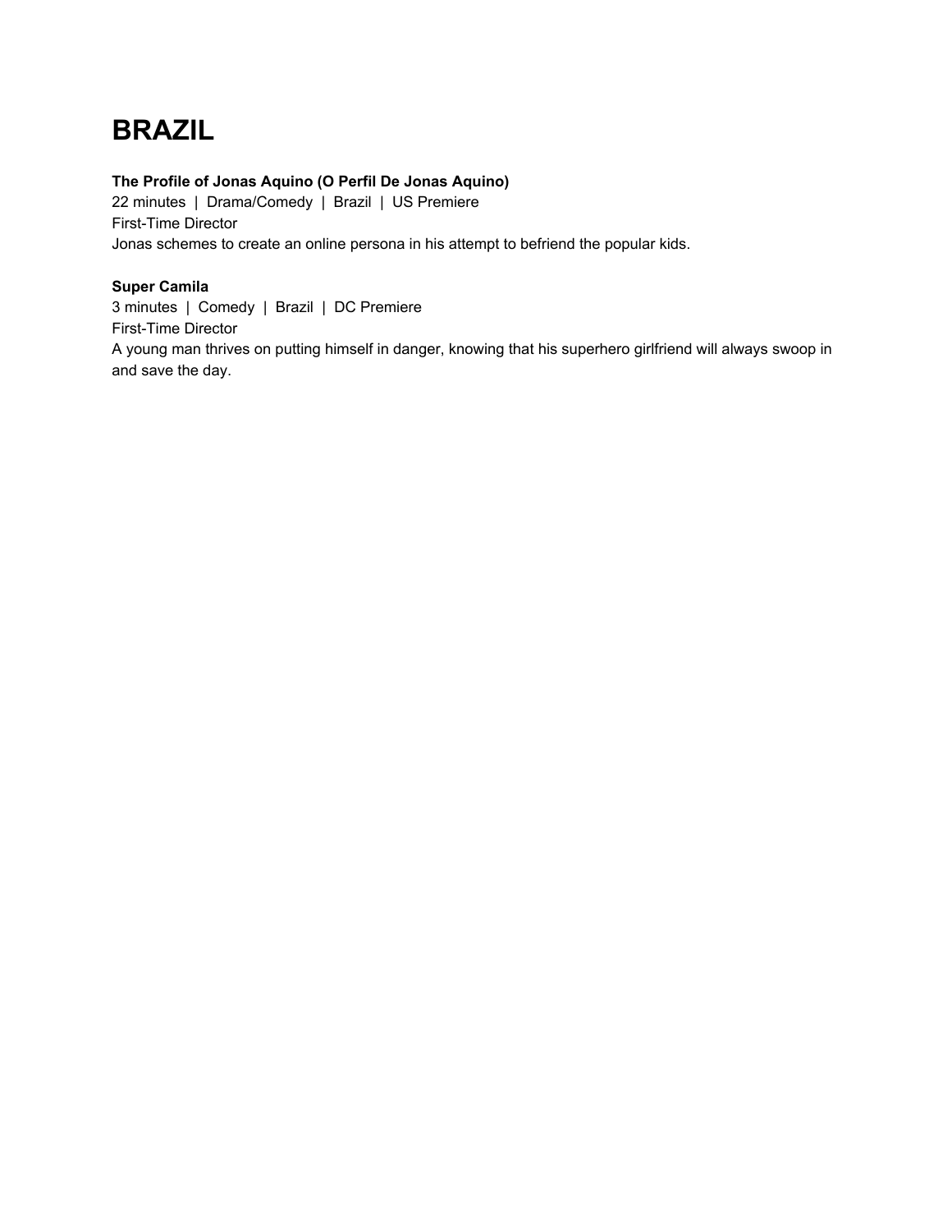# BRAZIL

**The Profile of Jonas Aquino (O Perfil De Jonas Aquino)**
22 minutes | Drama/Comedy | Brazil | US Premiere
First-Time Director
Jonas schemes to create an online persona in his attempt to befriend the popular kids.

**Super Camila**
3 minutes | Comedy | Brazil | DC Premiere
First-Time Director
A young man thrives on putting himself in danger, knowing that his superhero girlfriend will always swoop in and save the day.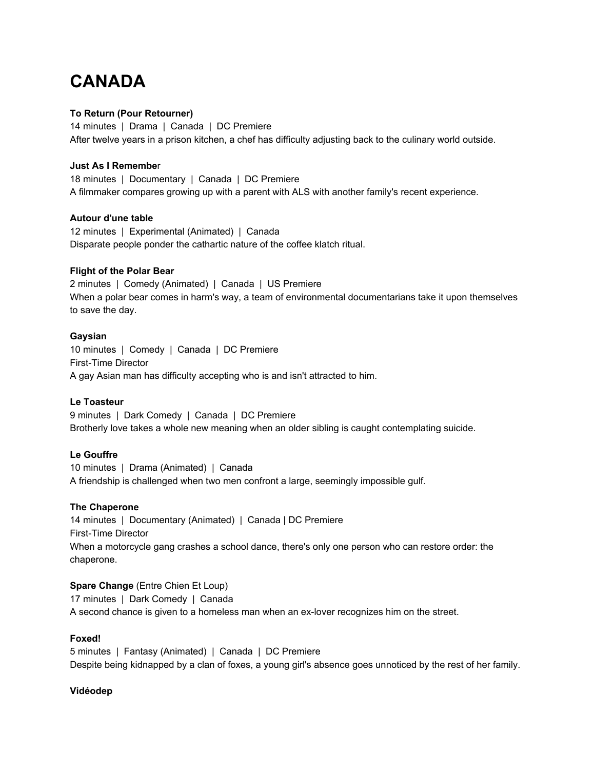# CANADA

**To Return (Pour Retourner)**
14 minutes | Drama | Canada | DC Premiere
After twelve years in a prison kitchen, a chef has difficulty adjusting back to the culinary world outside.

**Just As I Remember**
18 minutes | Documentary | Canada | DC Premiere
A filmmaker compares growing up with a parent with ALS with another family's recent experience.

**Autour d'une table**
12 minutes | Experimental (Animated) | Canada
Disparate people ponder the cathartic nature of the coffee klatch ritual.

**Flight of the Polar Bear**
2 minutes | Comedy (Animated) | Canada | US Premiere
When a polar bear comes in harm's way, a team of environmental documentarians take it upon themselves to save the day.

**Gaysian**
10 minutes | Comedy | Canada | DC Premiere
First-Time Director
A gay Asian man has difficulty accepting who is and isn't attracted to him.

**Le Toasteur**
9 minutes | Dark Comedy | Canada | DC Premiere
Brotherly love takes a whole new meaning when an older sibling is caught contemplating suicide.

**Le Gouffre**
10 minutes | Drama (Animated) | Canada
A friendship is challenged when two men confront a large, seemingly impossible gulf.

**The Chaperone**
14 minutes | Documentary (Animated) | Canada | DC Premiere
First-Time Director
When a motorcycle gang crashes a school dance, there's only one person who can restore order: the chaperone.

**Spare Change** (Entre Chien Et Loup)
17 minutes | Dark Comedy | Canada
A second chance is given to a homeless man when an ex-lover recognizes him on the street.

**Foxed!**
5 minutes | Fantasy (Animated) | Canada | DC Premiere
Despite being kidnapped by a clan of foxes, a young girl's absence goes unnoticed by the rest of her family.

**Vidéodep**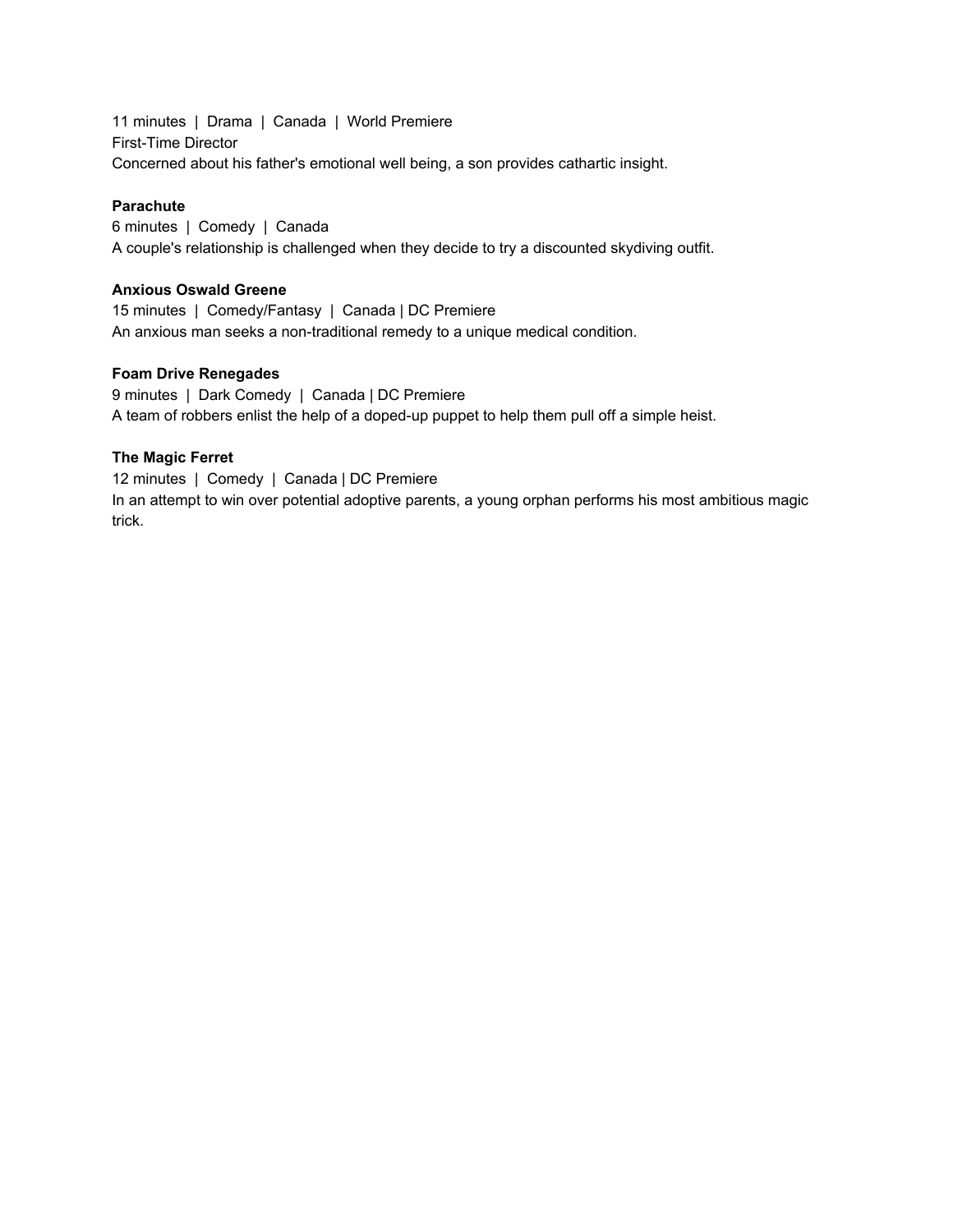11 minutes | Drama | Canada | World Premiere
First-Time Director
Concerned about his father's emotional well being, a son provides cathartic insight.

**Parachute**
6 minutes | Comedy | Canada
A couple's relationship is challenged when they decide to try a discounted skydiving outfit.

**Anxious Oswald Greene**
15 minutes | Comedy/Fantasy | Canada | DC Premiere
An anxious man seeks a non-traditional remedy to a unique medical condition.

**Foam Drive Renegades**
9 minutes | Dark Comedy | Canada | DC Premiere
A team of robbers enlist the help of a doped-up puppet to help them pull off a simple heist.

**The Magic Ferret**
12 minutes | Comedy | Canada | DC Premiere
In an attempt to win over potential adoptive parents, a young orphan performs his most ambitious magic trick.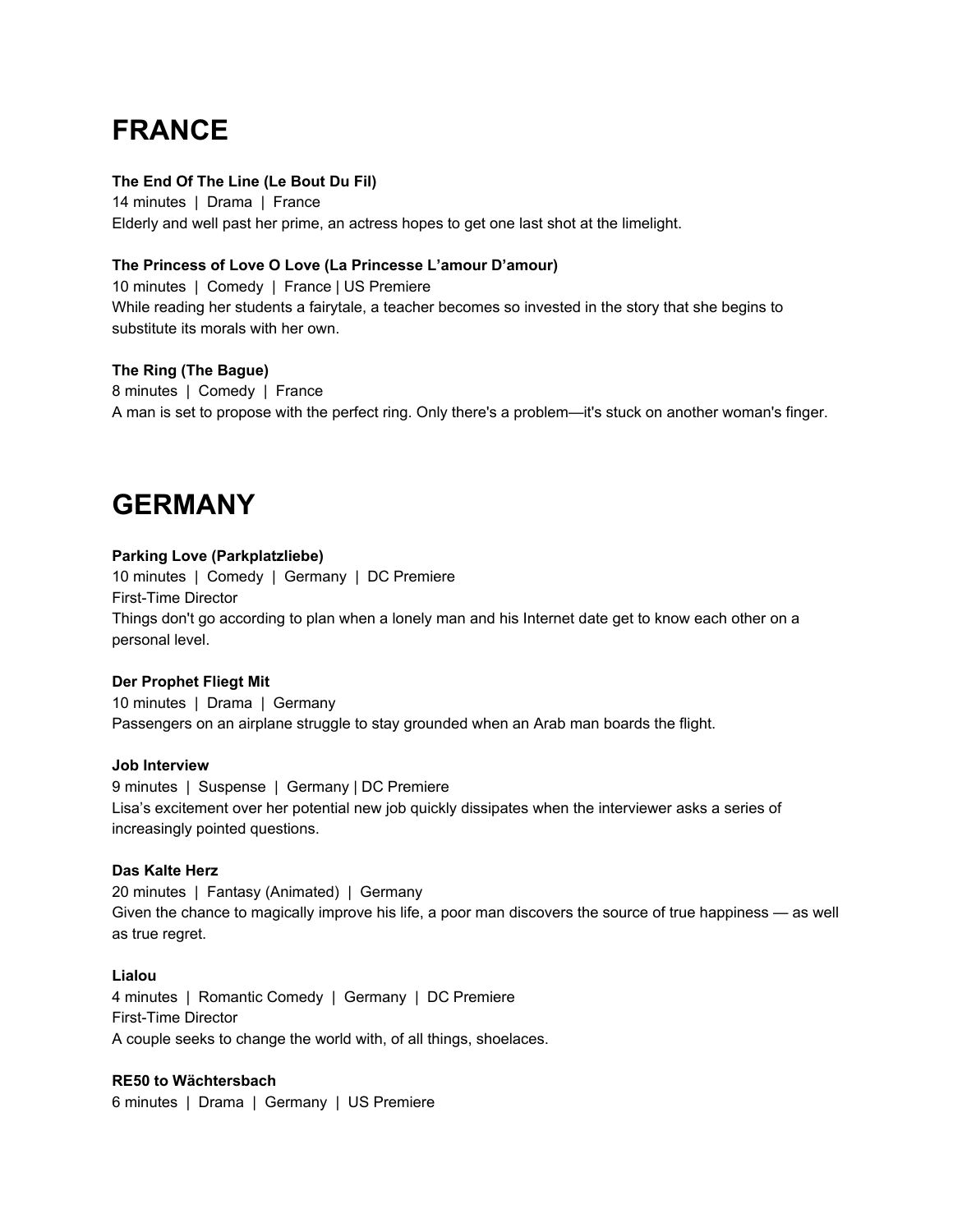# FRANCE

**The End Of The Line (Le Bout Du Fil)**
14 minutes | Drama | France
Elderly and well past her prime, an actress hopes to get one last shot at the limelight.

**The Princess of Love O Love (La Princesse L'amour D'amour)**
10 minutes | Comedy | France | US Premiere
While reading her students a fairytale, a teacher becomes so invested in the story that she begins to substitute its morals with her own.

**The Ring (The Bague)**
8 minutes | Comedy | France
A man is set to propose with the perfect ring. Only there's a problem—it's stuck on another woman's finger.

# GERMANY

**Parking Love (Parkplatzliebe)**
10 minutes | Comedy | Germany | DC Premiere
First-Time Director
Things don't go according to plan when a lonely man and his Internet date get to know each other on a personal level.

**Der Prophet Fliegt Mit**
10 minutes | Drama | Germany
Passengers on an airplane struggle to stay grounded when an Arab man boards the flight.

**Job Interview**
9 minutes | Suspense | Germany | DC Premiere
Lisa's excitement over her potential new job quickly dissipates when the interviewer asks a series of increasingly pointed questions.

**Das Kalte Herz**
20 minutes | Fantasy (Animated) | Germany
Given the chance to magically improve his life, a poor man discovers the source of true happiness — as well as true regret.

**Lialou**
4 minutes | Romantic Comedy | Germany | DC Premiere
First-Time Director
A couple seeks to change the world with, of all things, shoelaces.

**RE50 to Wächtersbach**
6 minutes | Drama | Germany | US Premiere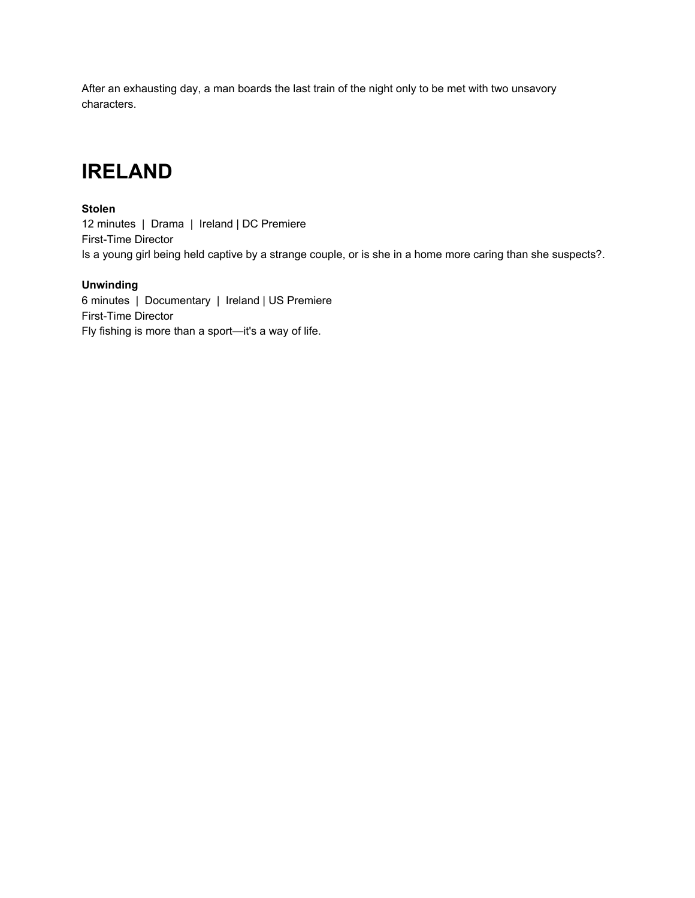After an exhausting day, a man boards the last train of the night only to be met with two unsavory characters.

# IRELAND

**Stolen**
12 minutes | Drama | Ireland | DC Premiere
First-Time Director
Is a young girl being held captive by a strange couple, or is she in a home more caring than she suspects?.

**Unwinding**
6 minutes | Documentary | Ireland | US Premiere
First-Time Director
Fly fishing is more than a sport—it's a way of life.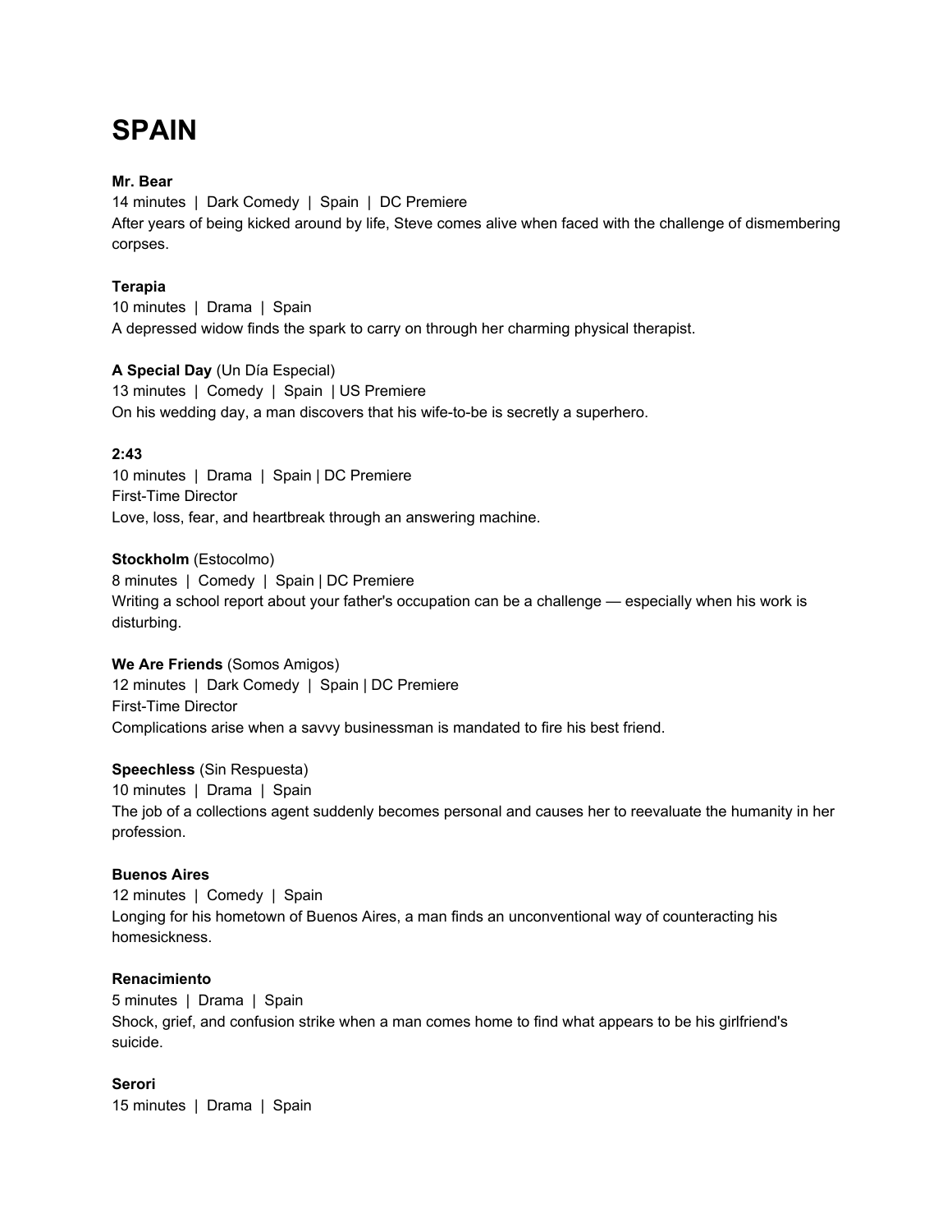# SPAIN

**Mr. Bear**
14 minutes | Dark Comedy | Spain | DC Premiere
After years of being kicked around by life, Steve comes alive when faced with the challenge of dismembering corpses.

**Terapia**
10 minutes | Drama | Spain
A depressed widow finds the spark to carry on through her charming physical therapist.

**A Special Day** (Un Día Especial)
13 minutes | Comedy | Spain | US Premiere
On his wedding day, a man discovers that his wife-to-be is secretly a superhero.

**2:43**
10 minutes | Drama | Spain | DC Premiere
First-Time Director
Love, loss, fear, and heartbreak through an answering machine.

**Stockholm** (Estocolmo)
8 minutes | Comedy | Spain | DC Premiere
Writing a school report about your father's occupation can be a challenge — especially when his work is disturbing.

**We Are Friends** (Somos Amigos)
12 minutes | Dark Comedy | Spain | DC Premiere
First-Time Director
Complications arise when a savvy businessman is mandated to fire his best friend.

**Speechless** (Sin Respuesta)
10 minutes | Drama | Spain
The job of a collections agent suddenly becomes personal and causes her to reevaluate the humanity in her profession.

**Buenos Aires**
12 minutes | Comedy | Spain
Longing for his hometown of Buenos Aires, a man finds an unconventional way of counteracting his homesickness.

**Renacimiento**
5 minutes | Drama | Spain
Shock, grief, and confusion strike when a man comes home to find what appears to be his girlfriend's suicide.

**Serori**
15 minutes | Drama | Spain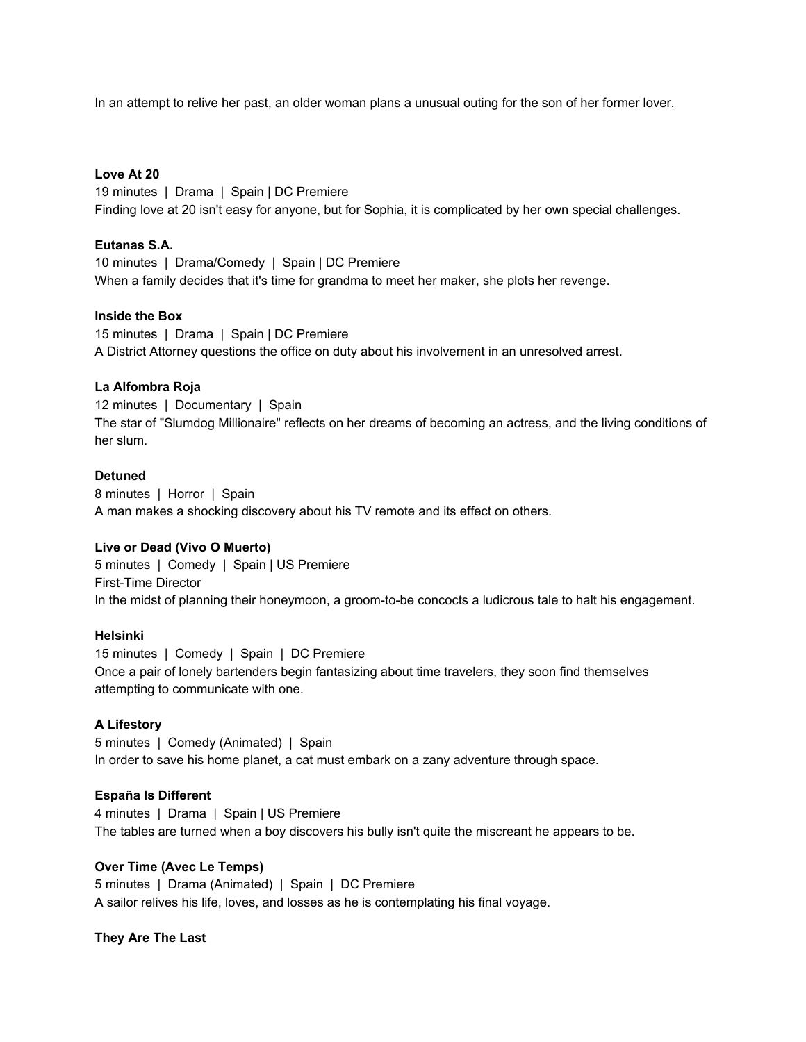In an attempt to relive her past, an older woman plans a unusual outing for the son of her former lover.

**Love At 20**
19 minutes | Drama | Spain | DC Premiere
Finding love at 20 isn't easy for anyone, but for Sophia, it is complicated by her own special challenges.

**Eutanas S.A.**
10 minutes | Drama/Comedy | Spain | DC Premiere
When a family decides that it's time for grandma to meet her maker, she plots her revenge.

**Inside the Box**
15 minutes | Drama | Spain | DC Premiere
A District Attorney questions the office on duty about his involvement in an unresolved arrest.

**La Alfombra Roja**
12 minutes | Documentary | Spain
The star of "Slumdog Millionaire" reflects on her dreams of becoming an actress, and the living conditions of her slum.

**Detuned**
8 minutes | Horror | Spain
A man makes a shocking discovery about his TV remote and its effect on others.

**Live or Dead (Vivo O Muerto)**
5 minutes | Comedy | Spain | US Premiere
First-Time Director
In the midst of planning their honeymoon, a groom-to-be concocts a ludicrous tale to halt his engagement.

**Helsinki**
15 minutes | Comedy | Spain | DC Premiere
Once a pair of lonely bartenders begin fantasizing about time travelers, they soon find themselves attempting to communicate with one.

**A Lifestory**
5 minutes | Comedy (Animated) | Spain
In order to save his home planet, a cat must embark on a zany adventure through space.

**España Is Different**
4 minutes | Drama | Spain | US Premiere
The tables are turned when a boy discovers his bully isn't quite the miscreant he appears to be.

**Over Time (Avec Le Temps)**
5 minutes | Drama (Animated) | Spain | DC Premiere
A sailor relives his life, loves, and losses as he is contemplating his final voyage.

**They Are The Last**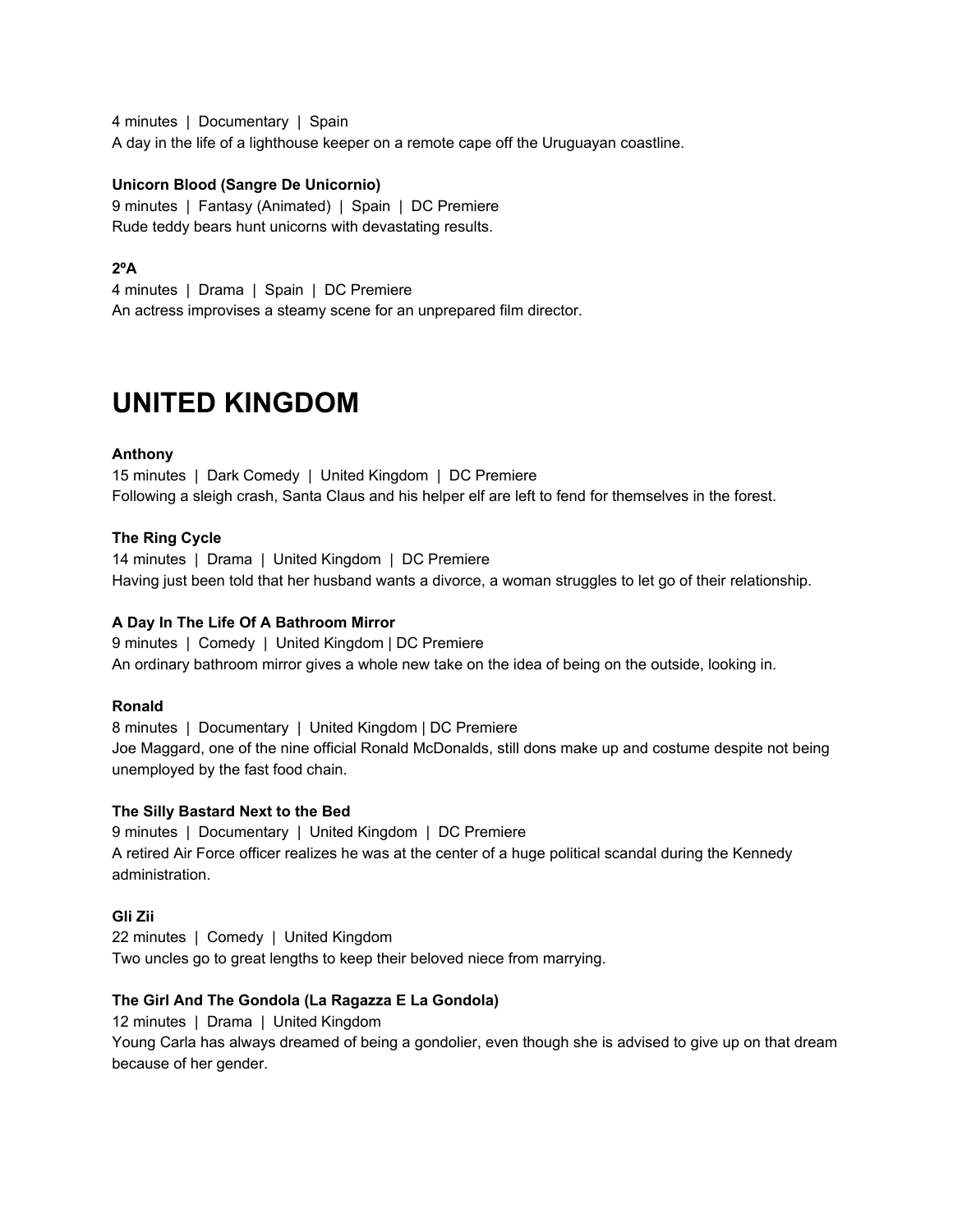4 minutes | Documentary | Spain
A day in the life of a lighthouse keeper on a remote cape off the Uruguayan coastline.

**Unicorn Blood (Sangre De Unicornio)**
9 minutes | Fantasy (Animated) | Spain | DC Premiere
Rude teddy bears hunt unicorns with devastating results.

**2ºA**
4 minutes | Drama | Spain | DC Premiere
An actress improvises a steamy scene for an unprepared film director.

# UNITED KINGDOM

**Anthony**
15 minutes | Dark Comedy | United Kingdom | DC Premiere
Following a sleigh crash, Santa Claus and his helper elf are left to fend for themselves in the forest.

**The Ring Cycle**
14 minutes | Drama | United Kingdom | DC Premiere
Having just been told that her husband wants a divorce, a woman struggles to let go of their relationship.

**A Day In The Life Of A Bathroom Mirror**
9 minutes | Comedy | United Kingdom | DC Premiere
An ordinary bathroom mirror gives a whole new take on the idea of being on the outside, looking in.

**Ronald**
8 minutes | Documentary | United Kingdom | DC Premiere
Joe Maggard, one of the nine official Ronald McDonalds, still dons make up and costume despite not being unemployed by the fast food chain.

**The Silly Bastard Next to the Bed**
9 minutes | Documentary | United Kingdom | DC Premiere
A retired Air Force officer realizes he was at the center of a huge political scandal during the Kennedy administration.

**Gli Zii**
22 minutes | Comedy | United Kingdom
Two uncles go to great lengths to keep their beloved niece from marrying.

**The Girl And The Gondola (La Ragazza E La Gondola)**
12 minutes | Drama | United Kingdom
Young Carla has always dreamed of being a gondolier, even though she is advised to give up on that dream because of her gender.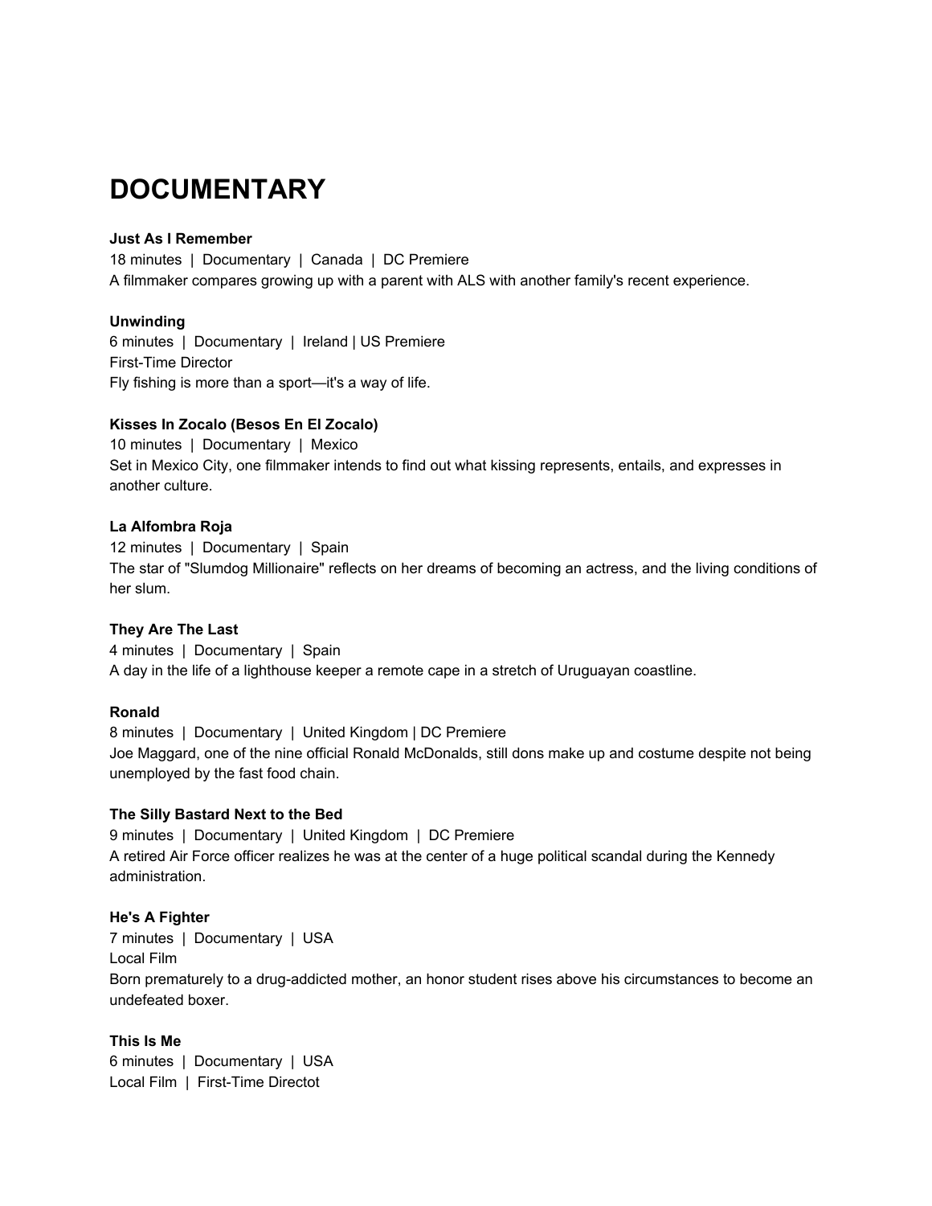# DOCUMENTARY

**Just As I Remember**
18 minutes | Documentary | Canada | DC Premiere
A filmmaker compares growing up with a parent with ALS with another family's recent experience.

**Unwinding**
6 minutes | Documentary | Ireland | US Premiere
First-Time Director
Fly fishing is more than a sport—it's a way of life.

**Kisses In Zocalo (Besos En El Zocalo)**
10 minutes | Documentary | Mexico
Set in Mexico City, one filmmaker intends to find out what kissing represents, entails, and expresses in another culture.

**La Alfombra Roja**
12 minutes | Documentary | Spain
The star of "Slumdog Millionaire" reflects on her dreams of becoming an actress, and the living conditions of her slum.

**They Are The Last**
4 minutes | Documentary | Spain
A day in the life of a lighthouse keeper a remote cape in a stretch of Uruguayan coastline.

**Ronald**
8 minutes | Documentary | United Kingdom | DC Premiere
Joe Maggard, one of the nine official Ronald McDonalds, still dons make up and costume despite not being unemployed by the fast food chain.

**The Silly Bastard Next to the Bed**
9 minutes | Documentary | United Kingdom | DC Premiere
A retired Air Force officer realizes he was at the center of a huge political scandal during the Kennedy administration.

**He's A Fighter**
7 minutes | Documentary | USA
Local Film
Born prematurely to a drug-addicted mother, an honor student rises above his circumstances to become an undefeated boxer.

**This Is Me**
6 minutes | Documentary | USA
Local Film | First-Time Directot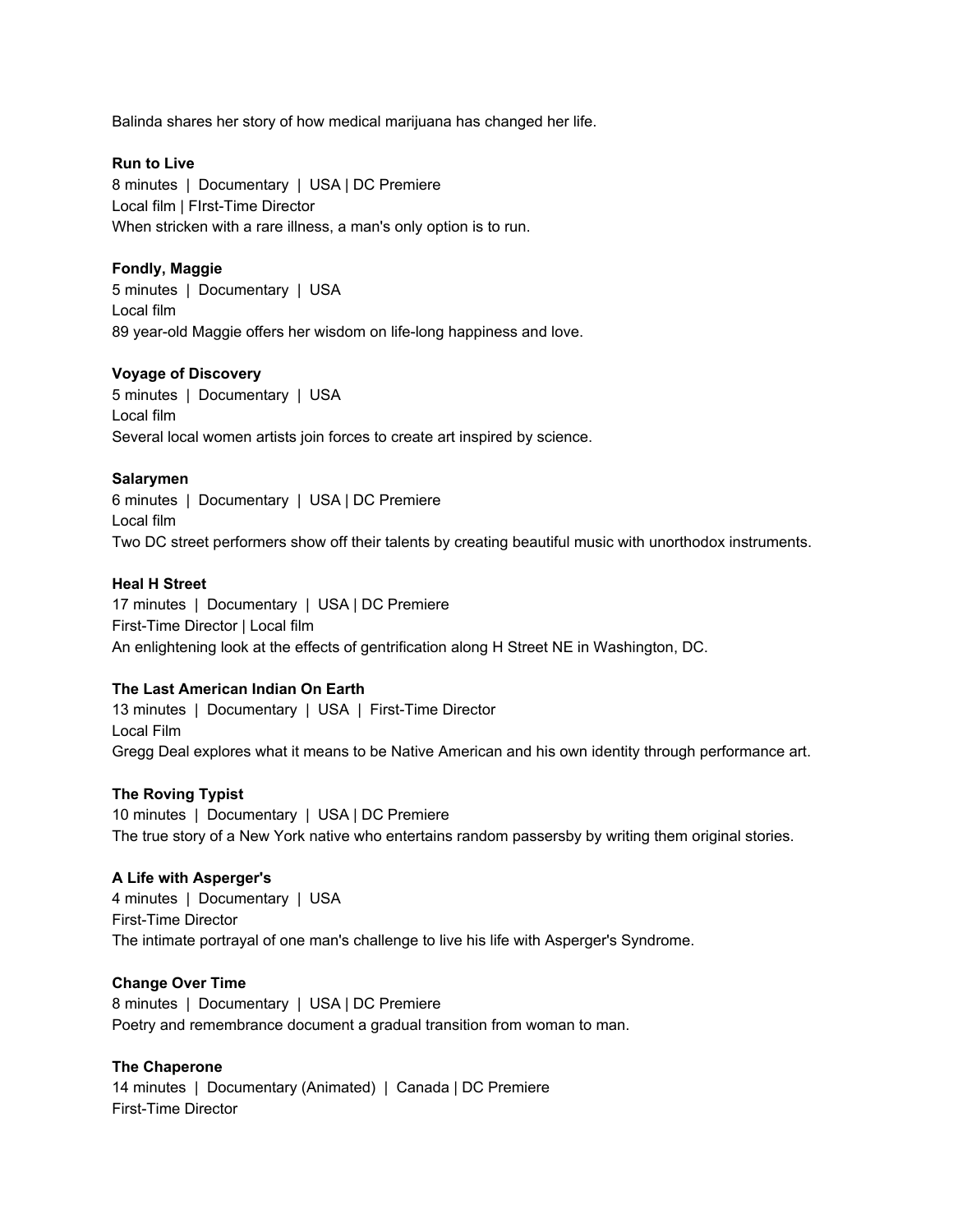Balinda shares her story of how medical marijuana has changed her life.

**Run to Live**
8 minutes | Documentary | USA | DC Premiere
Local film | FIrst-Time Director
When stricken with a rare illness, a man's only option is to run.

**Fondly, Maggie**
5 minutes | Documentary | USA
Local film
89 year-old Maggie offers her wisdom on life-long happiness and love.

**Voyage of Discovery**
5 minutes | Documentary | USA
Local film
Several local women artists join forces to create art inspired by science.

**Salarymen**
6 minutes | Documentary | USA | DC Premiere
Local film
Two DC street performers show off their talents by creating beautiful music with unorthodox instruments.

**Heal H Street**
17 minutes | Documentary | USA | DC Premiere
First-Time Director | Local film
An enlightening look at the effects of gentrification along H Street NE in Washington, DC.

**The Last American Indian On Earth**
13 minutes | Documentary | USA | First-Time Director
Local Film
Gregg Deal explores what it means to be Native American and his own identity through performance art.

**The Roving Typist**
10 minutes | Documentary | USA | DC Premiere
The true story of a New York native who entertains random passersby by writing them original stories.

**A Life with Asperger's**
4 minutes | Documentary | USA
First-Time Director
The intimate portrayal of one man's challenge to live his life with Asperger's Syndrome.

**Change Over Time**
8 minutes | Documentary | USA | DC Premiere
Poetry and remembrance document a gradual transition from woman to man.

**The Chaperone**
14 minutes | Documentary (Animated) | Canada | DC Premiere
First-Time Director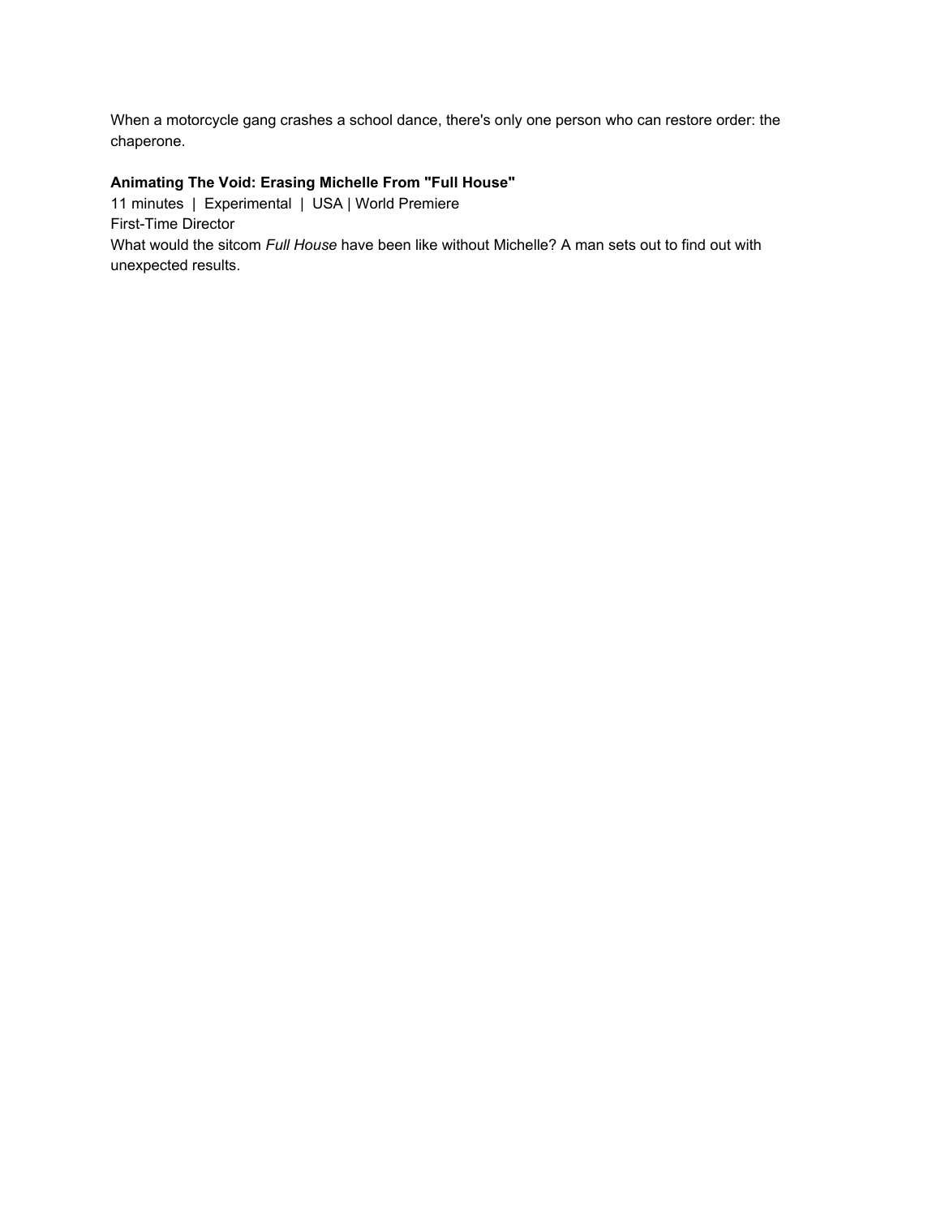When a motorcycle gang crashes a school dance, there's only one person who can restore order: the chaperone.

**Animating The Void: Erasing Michelle From "Full House"**
11 minutes | Experimental | USA | World Premiere
First-Time Director
What would the sitcom *Full House* have been like without Michelle? A man sets out to find out with unexpected results.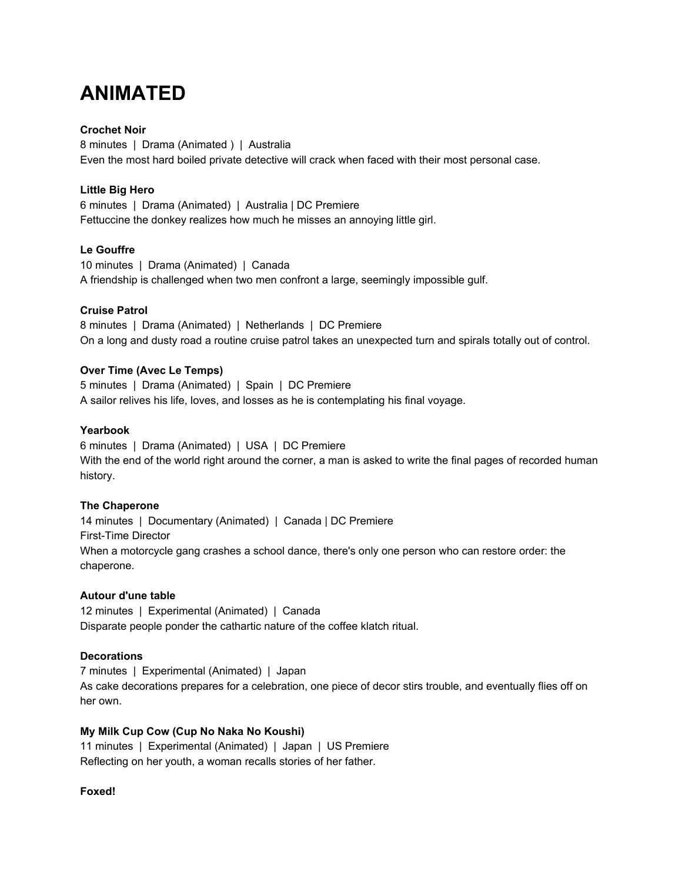# ANIMATED

**Crochet Noir**
8 minutes | Drama (Animated ) | Australia
Even the most hard boiled private detective will crack when faced with their most personal case.

**Little Big Hero**
6 minutes | Drama (Animated) | Australia | DC Premiere
Fettuccine the donkey realizes how much he misses an annoying little girl.

**Le Gouffre**
10 minutes | Drama (Animated) | Canada
A friendship is challenged when two men confront a large, seemingly impossible gulf.

**Cruise Patrol**
8 minutes | Drama (Animated) | Netherlands | DC Premiere
On a long and dusty road a routine cruise patrol takes an unexpected turn and spirals totally out of control.

**Over Time (Avec Le Temps)**
5 minutes | Drama (Animated) | Spain | DC Premiere
A sailor relives his life, loves, and losses as he is contemplating his final voyage.

**Yearbook**
6 minutes | Drama (Animated) | USA | DC Premiere
With the end of the world right around the corner, a man is asked to write the final pages of recorded human history.

**The Chaperone**
14 minutes | Documentary (Animated) | Canada | DC Premiere
First-Time Director
When a motorcycle gang crashes a school dance, there's only one person who can restore order: the chaperone.

**Autour d'une table**
12 minutes | Experimental (Animated) | Canada
Disparate people ponder the cathartic nature of the coffee klatch ritual.

**Decorations**
7 minutes | Experimental (Animated) | Japan
As cake decorations prepares for a celebration, one piece of decor stirs trouble, and eventually flies off on her own.

**My Milk Cup Cow (Cup No Naka No Koushi)**
11 minutes | Experimental (Animated) | Japan | US Premiere
Reflecting on her youth, a woman recalls stories of her father.

**Foxed!**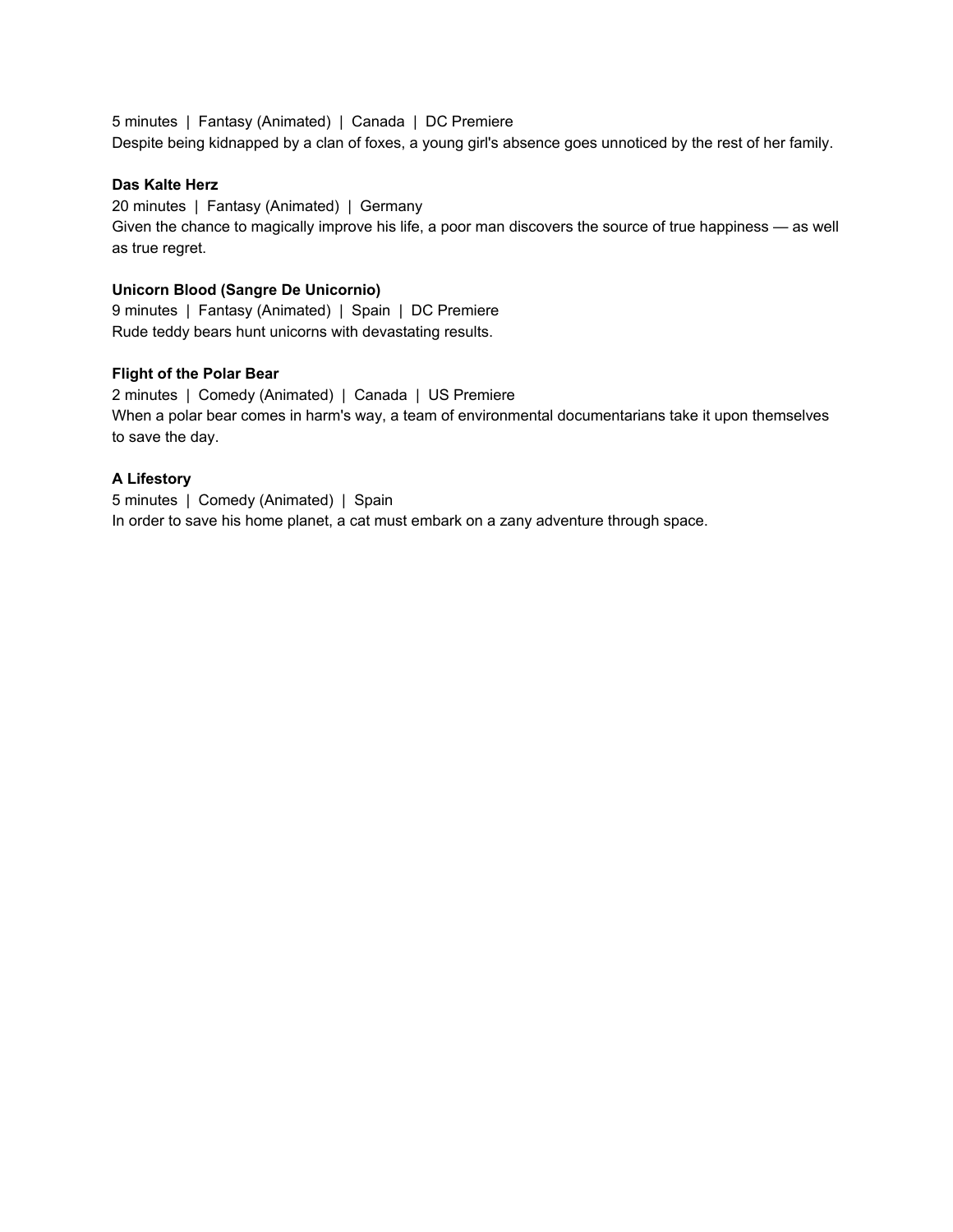5 minutes | Fantasy (Animated) | Canada | DC Premiere
Despite being kidnapped by a clan of foxes, a young girl's absence goes unnoticed by the rest of her family.

**Das Kalte Herz**
20 minutes | Fantasy (Animated) | Germany
Given the chance to magically improve his life, a poor man discovers the source of true happiness — as well as true regret.

**Unicorn Blood (Sangre De Unicornio)**
9 minutes | Fantasy (Animated) | Spain | DC Premiere
Rude teddy bears hunt unicorns with devastating results.

**Flight of the Polar Bear**
2 minutes | Comedy (Animated) | Canada | US Premiere
When a polar bear comes in harm's way, a team of environmental documentarians take it upon themselves to save the day.

**A Lifestory**
5 minutes | Comedy (Animated) | Spain
In order to save his home planet, a cat must embark on a zany adventure through space.